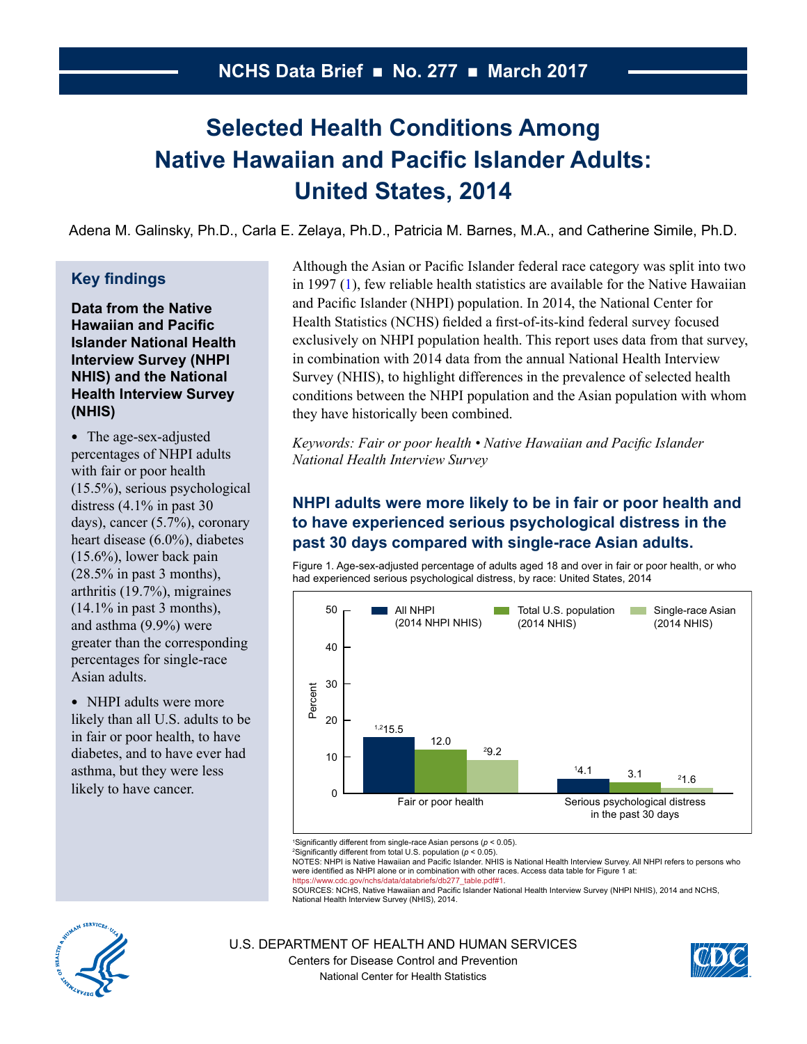NCHS Data Brief ■ No. 277 ■ March 2017

# Selected Health Conditions Among Native Hawaiian and Pacific Islander Adults: United States, 2014

Adena M. Galinsky, Ph.D., Carla E. Zelaya, Ph.D., Patricia M. Barnes, M.A., and Catherine Simile, Ph.D.

## Key findings

**Data from the Native Hawaiian and Pacific Islander National Health Interview Survey (NHPI NHIS) and the National Health Interview Survey (NHIS)**

- The age-sex-adjusted percentages of NHPI adults with fair or poor health (15.5%), serious psychological distress (4.1% in past 30 days), cancer (5.7%), coronary heart disease (6.0%), diabetes (15.6%), lower back pain (28.5% in past 3 months), arthritis (19.7%), migraines (14.1% in past 3 months), and asthma (9.9%) were greater than the corresponding percentages for single-race Asian adults.
- NHPI adults were more likely than all U.S. adults to be in fair or poor health, to have diabetes, and to have ever had asthma, but they were less likely to have cancer.

Although the Asian or Pacific Islander federal race category was split into two in 1997 (1), few reliable health statistics are available for the Native Hawaiian and Pacific Islander (NHPI) population. In 2014, the National Center for Health Statistics (NCHS) fielded a first-of-its-kind federal survey focused exclusively on NHPI population health. This report uses data from that survey, in combination with 2014 data from the annual National Health Interview Survey (NHIS), to highlight differences in the prevalence of selected health conditions between the NHPI population and the Asian population with whom they have historically been combined.

*Keywords: Fair or poor health • Native Hawaiian and Pacific Islander National Health Interview Survey*

## NHPI adults were more likely to be in fair or poor health and to have experienced serious psychological distress in the past 30 days compared with single-race Asian adults.

Figure 1. Age-sex-adjusted percentage of adults aged 18 and over in fair or poor health, or who had experienced serious psychological distress, by race: United States, 2014

| | All NHPI (2014 NHPI NHIS) | Total U.S. population (2014 NHIS) | Single-race Asian (2014 NHIS) |
|---|---|---|---|
| Fair or poor health | [1,2]15.5 | 12.0 | [2]9.2 |
| Serious psychological distress in the past 30 days | [1]4.1 | 3.1 | [2]1.6 |

[1]Significantly different from single-race Asian persons ($p < 0.05$).
[2]Significantly different from total U.S. population ($p < 0.05$).
NOTES: NHPI is Native Hawaiian and Pacific Islander. NHIS is National Health Interview Survey. All NHPI refers to persons who were identified as NHPI alone or in combination with other races. Access data table for Figure 1 at: https://www.cdc.gov/nchs/data/databriefs/db277_table.pdf#1.
SOURCES: NCHS, Native Hawaiian and Pacific Islander National Health Interview Survey (NHPI NHIS), 2014 and NCHS, National Health Interview Survey (NHIS), 2014.

U.S. DEPARTMENT OF HEALTH AND HUMAN SERVICES
Centers for Disease Control and Prevention
National Center for Health Statistics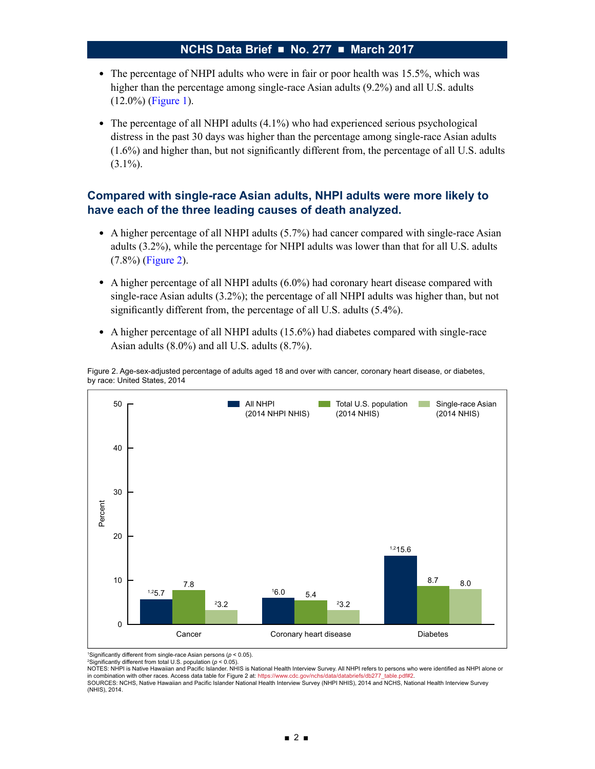- The percentage of NHPI adults who were in fair or poor health was 15.5%, which was higher than the percentage among single-race Asian adults (9.2%) and all U.S. adults (12.0%) (Figure 1).
- The percentage of all NHPI adults (4.1%) who had experienced serious psychological distress in the past 30 days was higher than the percentage among single-race Asian adults (1.6%) and higher than, but not significantly different from, the percentage of all U.S. adults (3.1%).

## Compared with single-race Asian adults, NHPI adults were more likely to have each of the three leading causes of death analyzed.

- A higher percentage of all NHPI adults (5.7%) had cancer compared with single-race Asian adults (3.2%), while the percentage for NHPI adults was lower than that for all U.S. adults (7.8%) (Figure 2).
- A higher percentage of all NHPI adults (6.0%) had coronary heart disease compared with single-race Asian adults (3.2%); the percentage of all NHPI adults was higher than, but not significantly different from, the percentage of all U.S. adults (5.4%).
- A higher percentage of all NHPI adults (15.6%) had diabetes compared with single-race Asian adults (8.0%) and all U.S. adults (8.7%).

Figure 2. Age-sex-adjusted percentage of adults aged 18 and over with cancer, coronary heart disease, or diabetes, by race: United States, 2014

| Condition | All NHPI (2014 NHPI NHIS) | Total U.S. population (2014 NHIS) | Single-race Asian (2014 NHIS) |
|---|---|---|---|
| Cancer | [1,2]5.7 | 7.8 | [2]3.2 |
| Coronary heart disease | [1]6.0 | 5.4 | [2]3.2 |
| Diabetes | [1,2]15.6 | 8.7 | 8.0 |

[1]Significantly different from single-race Asian persons ($p < 0.05$).
[2]Significantly different from total U.S. population ($p < 0.05$).
NOTES: NHPI is Native Hawaiian and Pacific Islander. NHIS is National Health Interview Survey. All NHPI refers to persons who were identified as NHPI alone or in combination with other races. Access data table for Figure 2 at: https://www.cdc.gov/nchs/data/databriefs/db277_table.pdf#2.
SOURCES: NCHS, Native Hawaiian and Pacific Islander National Health Interview Survey (NHPI NHIS), 2014 and NCHS, National Health Interview Survey (NHIS), 2014.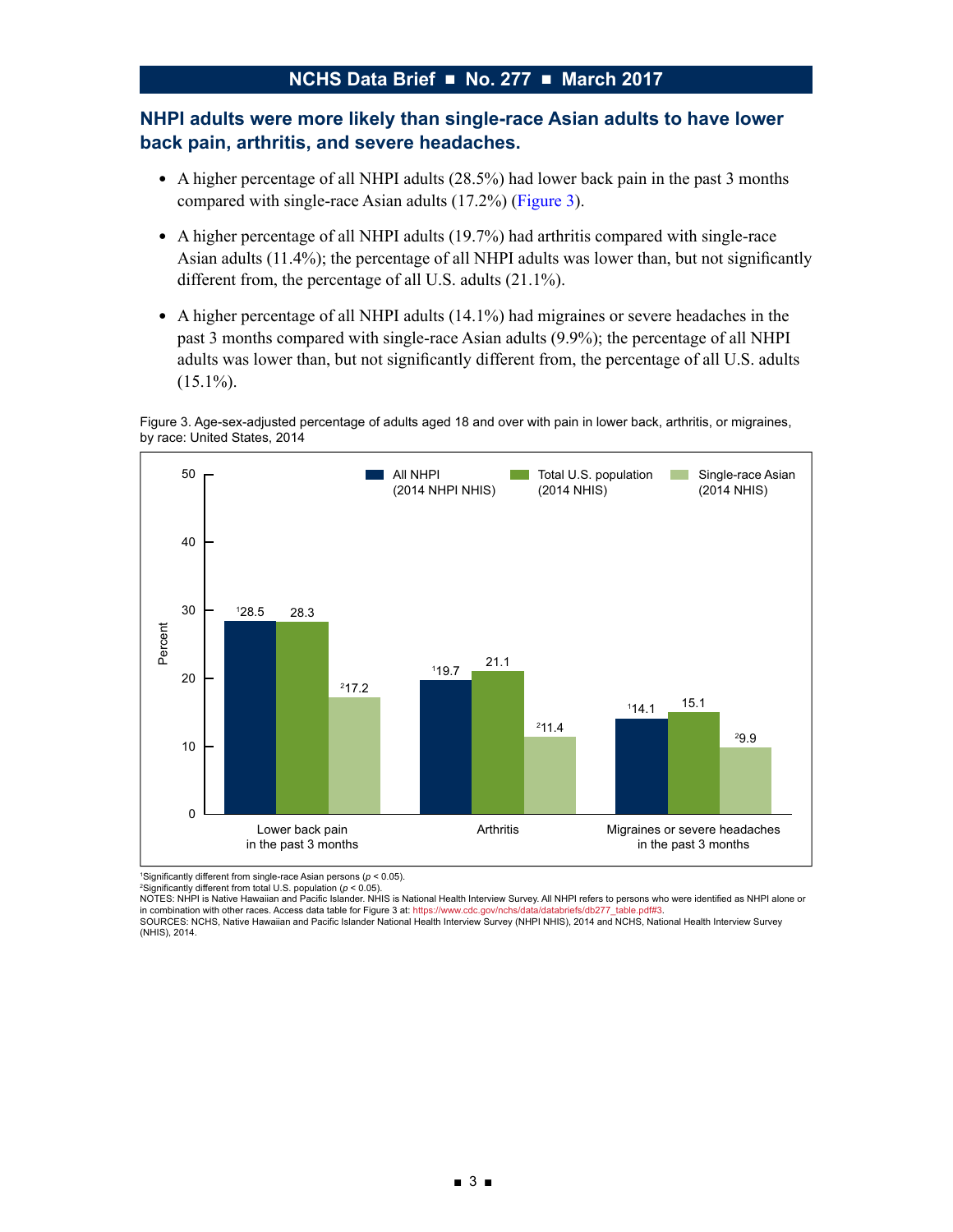## NHPI adults were more likely than single-race Asian adults to have lower back pain, arthritis, and severe headaches.

- A higher percentage of all NHPI adults (28.5%) had lower back pain in the past 3 months compared with single-race Asian adults (17.2%) (Figure 3).
- A higher percentage of all NHPI adults (19.7%) had arthritis compared with single-race Asian adults (11.4%); the percentage of all NHPI adults was lower than, but not significantly different from, the percentage of all U.S. adults (21.1%).
- A higher percentage of all NHPI adults (14.1%) had migraines or severe headaches in the past 3 months compared with single-race Asian adults (9.9%); the percentage of all NHPI adults was lower than, but not significantly different from, the percentage of all U.S. adults (15.1%).

Figure 3. Age-sex-adjusted percentage of adults aged 18 and over with pain in lower back, arthritis, or migraines, by race: United States, 2014

| | All NHPI (2014 NHPI NHIS) | Total U.S. population (2014 NHIS) | Single-race Asian (2014 NHIS) |
|---|---|---|---|
| Lower back pain in the past 3 months | [1]28.5 | 28.3 | [2]17.2 |
| Arthritis | [1]19.7 | 21.1 | [2]11.4 |
| Migraines or severe headaches in the past 3 months | [1]14.1 | 15.1 | [2]9.9 |

[1]Significantly different from single-race Asian persons ($p < 0.05$).
[2]Significantly different from total U.S. population ($p < 0.05$).
NOTES: NHPI is Native Hawaiian and Pacific Islander. NHIS is National Health Interview Survey. All NHPI refers to persons who were identified as NHPI alone or in combination with other races. Access data table for Figure 3 at: https://www.cdc.gov/nchs/data/databriefs/db277_table.pdf#3.
SOURCES: NCHS, Native Hawaiian and Pacific Islander National Health Interview Survey (NHPI NHIS), 2014 and NCHS, National Health Interview Survey (NHIS), 2014.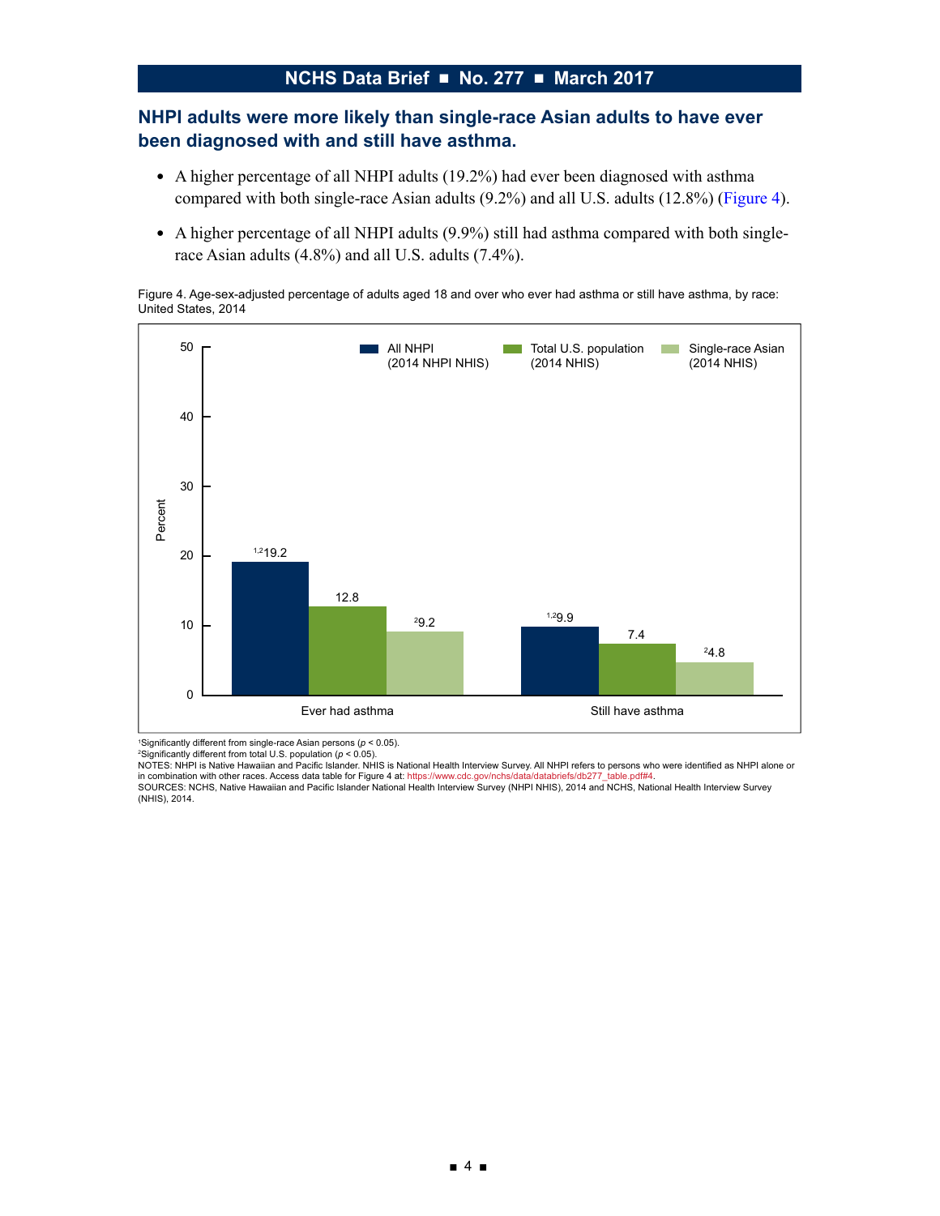## NHPI adults were more likely than single-race Asian adults to have ever been diagnosed with and still have asthma.

- A higher percentage of all NHPI adults (19.2%) had ever been diagnosed with asthma compared with both single-race Asian adults (9.2%) and all U.S. adults (12.8%) (Figure 4).
- A higher percentage of all NHPI adults (9.9%) still had asthma compared with both single-race Asian adults (4.8%) and all U.S. adults (7.4%).

Figure 4. Age-sex-adjusted percentage of adults aged 18 and over who ever had asthma or still have asthma, by race: United States, 2014

| | All NHPI (2014 NHPI NHIS) | Total U.S. population (2014 NHIS) | Single-race Asian (2014 NHIS) |
|---|---|---|---|
| Ever had asthma | [1,2]19.2 | 12.8 | [2]9.2 |
| Still have asthma | [1,2]9.9 | 7.4 | [2]4.8 |

[1]Significantly different from single-race Asian persons ($p < 0.05$).
[2]Significantly different from total U.S. population ($p < 0.05$).
NOTES: NHPI is Native Hawaiian and Pacific Islander. NHIS is National Health Interview Survey. All NHPI refers to persons who were identified as NHPI alone or in combination with other races. Access data table for Figure 4 at: https://www.cdc.gov/nchs/data/databriefs/db277_table.pdf#4.
SOURCES: NCHS, Native Hawaiian and Pacific Islander National Health Interview Survey (NHPI NHIS), 2014 and NCHS, National Health Interview Survey (NHIS), 2014.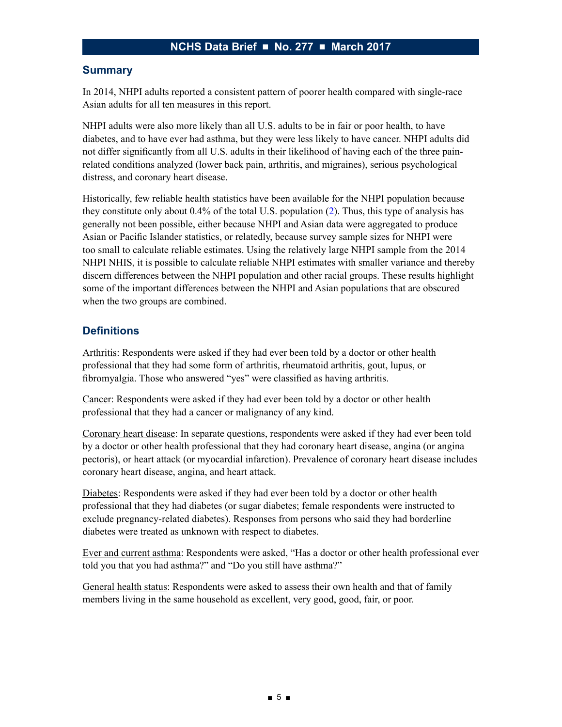## Summary

In 2014, NHPI adults reported a consistent pattern of poorer health compared with single-race Asian adults for all ten measures in this report.

NHPI adults were also more likely than all U.S. adults to be in fair or poor health, to have diabetes, and to have ever had asthma, but they were less likely to have cancer. NHPI adults did not differ significantly from all U.S. adults in their likelihood of having each of the three pain-related conditions analyzed (lower back pain, arthritis, and migraines), serious psychological distress, and coronary heart disease.

Historically, few reliable health statistics have been available for the NHPI population because they constitute only about 0.4% of the total U.S. population (2). Thus, this type of analysis has generally not been possible, either because NHPI and Asian data were aggregated to produce Asian or Pacific Islander statistics, or relatedly, because survey sample sizes for NHPI were too small to calculate reliable estimates. Using the relatively large NHPI sample from the 2014 NHPI NHIS, it is possible to calculate reliable NHPI estimates with smaller variance and thereby discern differences between the NHPI population and other racial groups. These results highlight some of the important differences between the NHPI and Asian populations that are obscured when the two groups are combined.

## Definitions

Arthritis: Respondents were asked if they had ever been told by a doctor or other health professional that they had some form of arthritis, rheumatoid arthritis, gout, lupus, or fibromyalgia. Those who answered "yes" were classified as having arthritis.

Cancer: Respondents were asked if they had ever been told by a doctor or other health professional that they had a cancer or malignancy of any kind.

Coronary heart disease: In separate questions, respondents were asked if they had ever been told by a doctor or other health professional that they had coronary heart disease, angina (or angina pectoris), or heart attack (or myocardial infarction). Prevalence of coronary heart disease includes coronary heart disease, angina, and heart attack.

Diabetes: Respondents were asked if they had ever been told by a doctor or other health professional that they had diabetes (or sugar diabetes; female respondents were instructed to exclude pregnancy-related diabetes). Responses from persons who said they had borderline diabetes were treated as unknown with respect to diabetes.

Ever and current asthma: Respondents were asked, "Has a doctor or other health professional ever told you that you had asthma?" and "Do you still have asthma?"

General health status: Respondents were asked to assess their own health and that of family members living in the same household as excellent, very good, good, fair, or poor.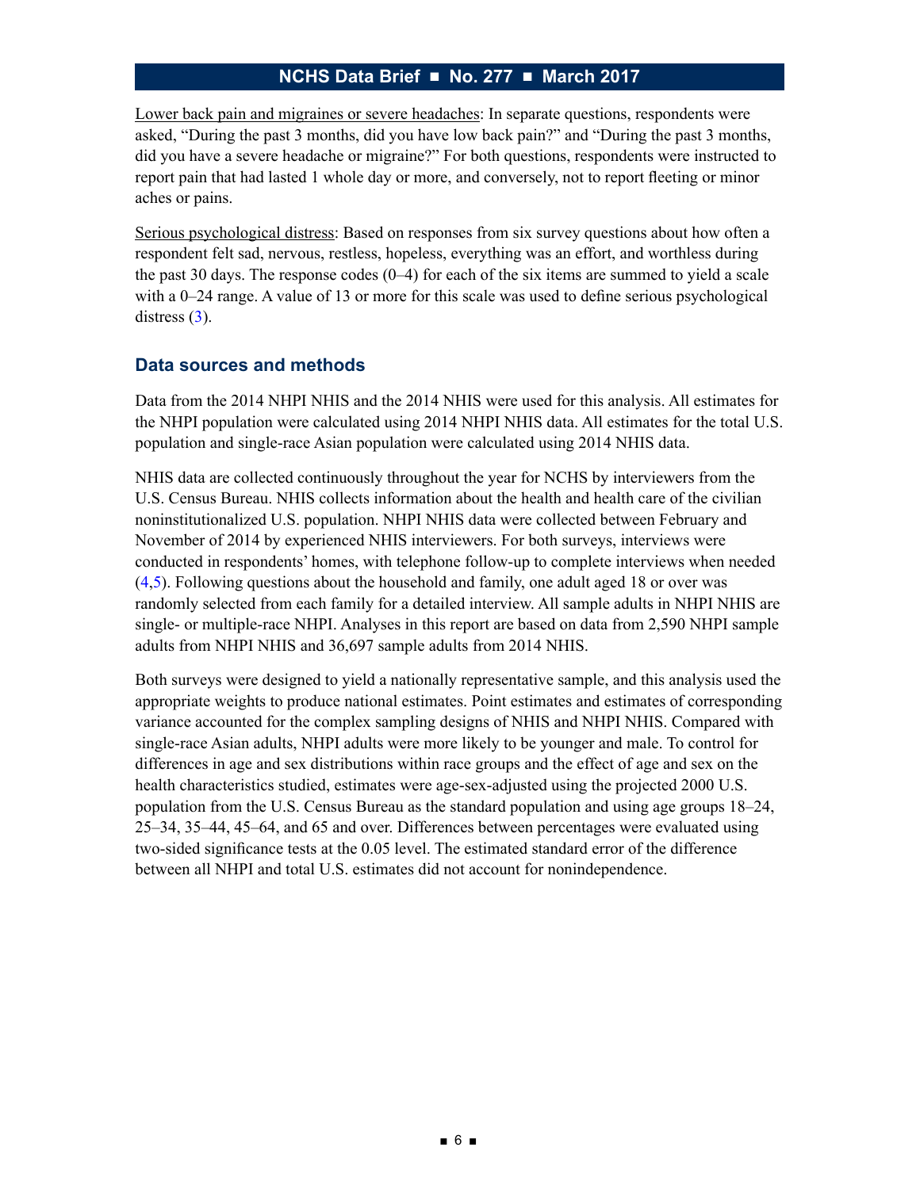Lower back pain and migraines or severe headaches: In separate questions, respondents were asked, "During the past 3 months, did you have low back pain?" and "During the past 3 months, did you have a severe headache or migraine?" For both questions, respondents were instructed to report pain that had lasted 1 whole day or more, and conversely, not to report fleeting or minor aches or pains.

Serious psychological distress: Based on responses from six survey questions about how often a respondent felt sad, nervous, restless, hopeless, everything was an effort, and worthless during the past 30 days. The response codes (0–4) for each of the six items are summed to yield a scale with a 0–24 range. A value of 13 or more for this scale was used to define serious psychological distress (3).

## Data sources and methods

Data from the 2014 NHPI NHIS and the 2014 NHIS were used for this analysis. All estimates for the NHPI population were calculated using 2014 NHPI NHIS data. All estimates for the total U.S. population and single-race Asian population were calculated using 2014 NHIS data.

NHIS data are collected continuously throughout the year for NCHS by interviewers from the U.S. Census Bureau. NHIS collects information about the health and health care of the civilian noninstitutionalized U.S. population. NHPI NHIS data were collected between February and November of 2014 by experienced NHIS interviewers. For both surveys, interviews were conducted in respondents' homes, with telephone follow-up to complete interviews when needed (4,5). Following questions about the household and family, one adult aged 18 or over was randomly selected from each family for a detailed interview. All sample adults in NHPI NHIS are single- or multiple-race NHPI. Analyses in this report are based on data from 2,590 NHPI sample adults from NHPI NHIS and 36,697 sample adults from 2014 NHIS.

Both surveys were designed to yield a nationally representative sample, and this analysis used the appropriate weights to produce national estimates. Point estimates and estimates of corresponding variance accounted for the complex sampling designs of NHIS and NHPI NHIS. Compared with single-race Asian adults, NHPI adults were more likely to be younger and male. To control for differences in age and sex distributions within race groups and the effect of age and sex on the health characteristics studied, estimates were age-sex-adjusted using the projected 2000 U.S. population from the U.S. Census Bureau as the standard population and using age groups 18–24, 25–34, 35–44, 45–64, and 65 and over. Differences between percentages were evaluated using two-sided significance tests at the 0.05 level. The estimated standard error of the difference between all NHPI and total U.S. estimates did not account for nonindependence.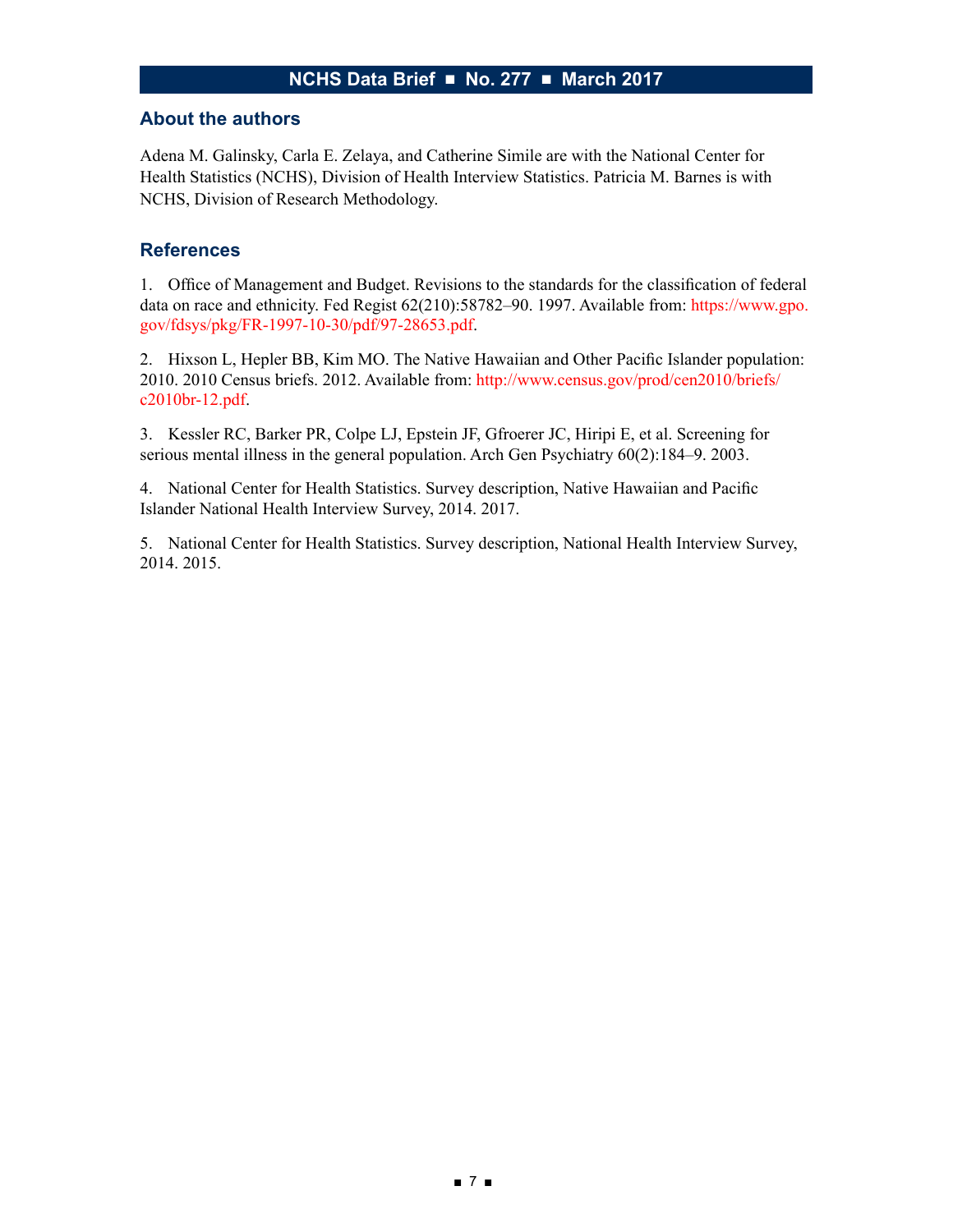## About the authors

Adena M. Galinsky, Carla E. Zelaya, and Catherine Simile are with the National Center for Health Statistics (NCHS), Division of Health Interview Statistics. Patricia M. Barnes is with NCHS, Division of Research Methodology.

## References

1. Office of Management and Budget. Revisions to the standards for the classification of federal data on race and ethnicity. Fed Regist 62(210):58782–90. 1997. Available from: https://www.gpo.gov/fdsys/pkg/FR-1997-10-30/pdf/97-28653.pdf.

2. Hixson L, Hepler BB, Kim MO. The Native Hawaiian and Other Pacific Islander population: 2010. 2010 Census briefs. 2012. Available from: http://www.census.gov/prod/cen2010/briefs/c2010br-12.pdf.

3. Kessler RC, Barker PR, Colpe LJ, Epstein JF, Gfroerer JC, Hiripi E, et al. Screening for serious mental illness in the general population. Arch Gen Psychiatry 60(2):184–9. 2003.

4. National Center for Health Statistics. Survey description, Native Hawaiian and Pacific Islander National Health Interview Survey, 2014. 2017.

5. National Center for Health Statistics. Survey description, National Health Interview Survey, 2014. 2015.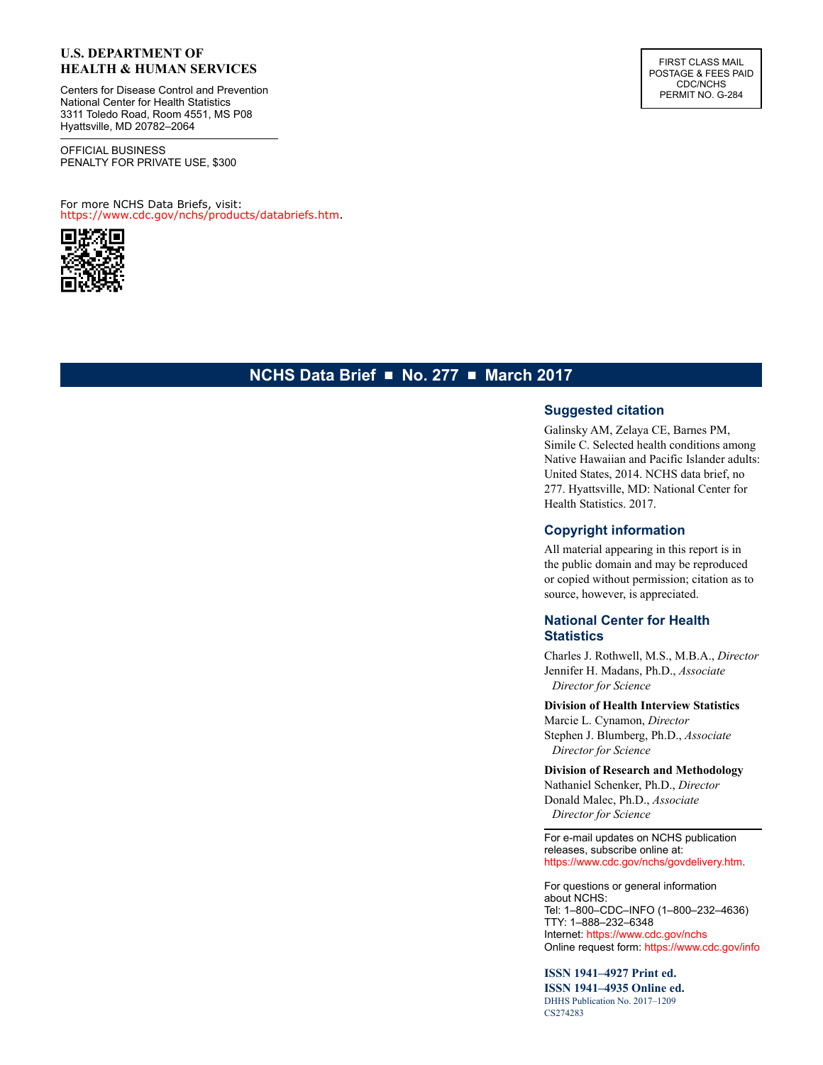**U.S. DEPARTMENT OF HEALTH & HUMAN SERVICES**

Centers for Disease Control and Prevention
National Center for Health Statistics
3311 Toledo Road, Room 4551, MS P08
Hyattsville, MD 20782–2064

OFFICIAL BUSINESS
PENALTY FOR PRIVATE USE, $300

FIRST CLASS MAIL
POSTAGE & FEES PAID
CDC/NCHS
PERMIT NO. G-284

For more NCHS Data Briefs, visit:
https://www.cdc.gov/nchs/products/databriefs.htm.

**NCHS Data Brief ■ No. 277 ■ March 2017**

## Suggested citation

Galinsky AM, Zelaya CE, Barnes PM, Simile C. Selected health conditions among Native Hawaiian and Pacific Islander adults: United States, 2014. NCHS data brief, no 277. Hyattsville, MD: National Center for Health Statistics. 2017.

## Copyright information

All material appearing in this report is in the public domain and may be reproduced or copied without permission; citation as to source, however, is appreciated.

## National Center for Health Statistics

Charles J. Rothwell, M.S., M.B.A., *Director*
Jennifer H. Madans, Ph.D., *Associate Director for Science*

**Division of Health Interview Statistics**
Marcie L. Cynamon, *Director*
Stephen J. Blumberg, Ph.D., *Associate Director for Science*

**Division of Research and Methodology**
Nathaniel Schenker, Ph.D., *Director*
Donald Malec, Ph.D., *Associate Director for Science*

For e-mail updates on NCHS publication releases, subscribe online at: https://www.cdc.gov/nchs/govdelivery.htm.

For questions or general information about NCHS:
Tel: 1–800–CDC–INFO (1–800–232–4636)
TTY: 1–888–232–6348
Internet: https://www.cdc.gov/nchs
Online request form: https://www.cdc.gov/info

**ISSN 1941–4927 Print ed.**
**ISSN 1941–4935 Online ed.**
DHHS Publication No. 2017–1209
CS274283